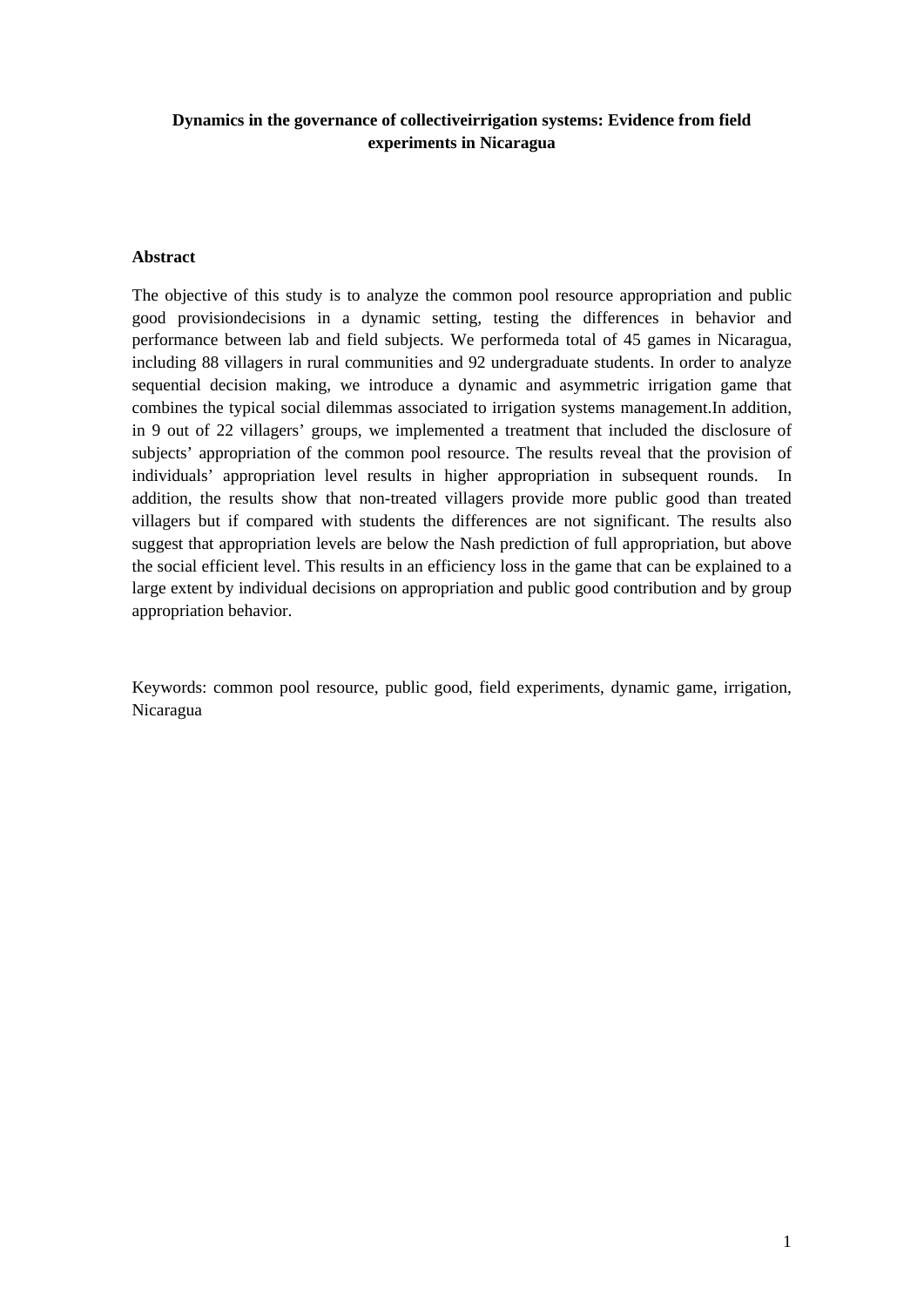**Dynamics in the governance of collectiveirrigation systems: Evidence from field experiments in Nicaragua**

**Abstract**

The objective of this study is to analyze the common pool resource appropriation and public good provisiondecisions in a dynamic setting, testing the differences in behavior and performance between lab and field subjects. We performeda total of 45 games in Nicaragua, including 88 villagers in rural communities and 92 undergraduate students. In order to analyze sequential decision making, we introduce a dynamic and asymmetric irrigation game that combines the typical social dilemmas associated to irrigation systems management.In addition, in 9 out of 22 villagers' groups, we implemented a treatment that included the disclosure of subjects' appropriation of the common pool resource. The results reveal that the provision of individuals' appropriation level results in higher appropriation in subsequent rounds. In addition, the results show that non-treated villagers provide more public good than treated villagers but if compared with students the differences are not significant. The results also suggest that appropriation levels are below the Nash prediction of full appropriation, but above the social efficient level. This results in an efficiency loss in the game that can be explained to a large extent by individual decisions on appropriation and public good contribution and by group appropriation behavior.

Keywords: common pool resource, public good, field experiments, dynamic game, irrigation, Nicaragua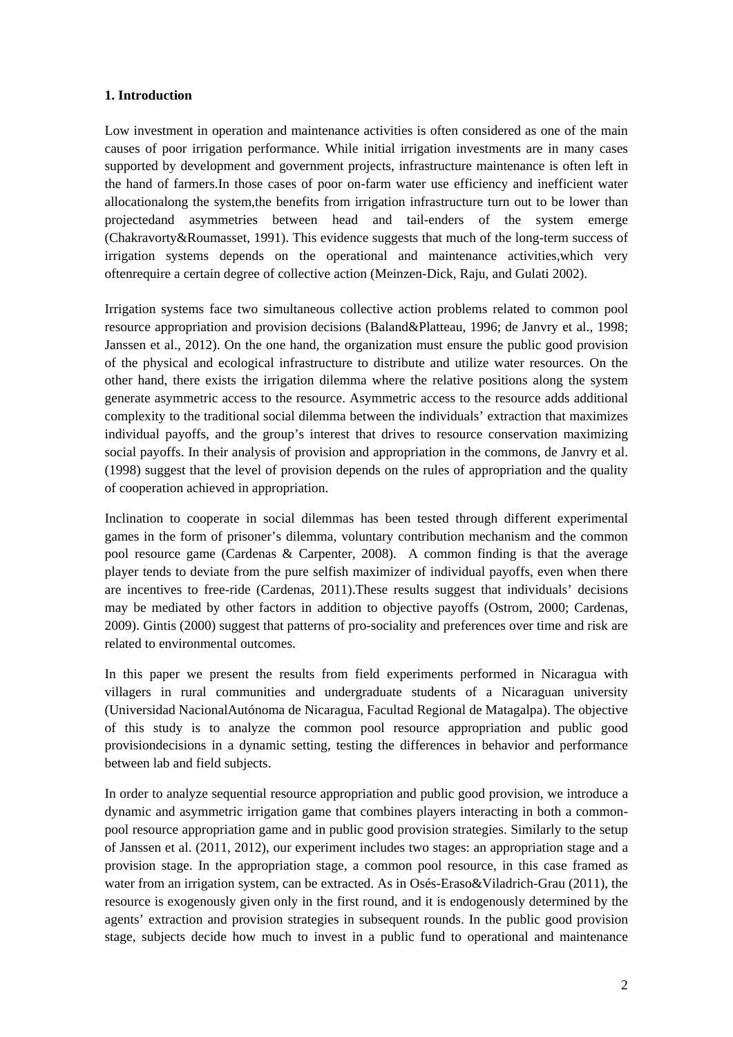**1. Introduction**

Low investment in operation and maintenance activities is often considered as one of the main causes of poor irrigation performance. While initial irrigation investments are in many cases supported by development and government projects, infrastructure maintenance is often left in the hand of farmers.In those cases of poor on-farm water use efficiency and inefficient water allocationalong the system,the benefits from irrigation infrastructure turn out to be lower than projectedand asymmetries between head and tail-enders of the system emerge (Chakravorty&Roumasset, 1991). This evidence suggests that much of the long-term success of irrigation systems depends on the operational and maintenance activities,which very oftenrequire a certain degree of collective action (Meinzen-Dick, Raju, and Gulati 2002).

Irrigation systems face two simultaneous collective action problems related to common pool resource appropriation and provision decisions (Baland&Platteau, 1996; de Janvry et al., 1998; Janssen et al., 2012). On the one hand, the organization must ensure the public good provision of the physical and ecological infrastructure to distribute and utilize water resources. On the other hand, there exists the irrigation dilemma where the relative positions along the system generate asymmetric access to the resource. Asymmetric access to the resource adds additional complexity to the traditional social dilemma between the individuals' extraction that maximizes individual payoffs, and the group's interest that drives to resource conservation maximizing social payoffs. In their analysis of provision and appropriation in the commons, de Janvry et al. (1998) suggest that the level of provision depends on the rules of appropriation and the quality of cooperation achieved in appropriation.

Inclination to cooperate in social dilemmas has been tested through different experimental games in the form of prisoner's dilemma, voluntary contribution mechanism and the common pool resource game (Cardenas & Carpenter, 2008). A common finding is that the average player tends to deviate from the pure selfish maximizer of individual payoffs, even when there are incentives to free-ride (Cardenas, 2011).These results suggest that individuals' decisions may be mediated by other factors in addition to objective payoffs (Ostrom, 2000; Cardenas, 2009). Gintis (2000) suggest that patterns of pro-sociality and preferences over time and risk are related to environmental outcomes.

In this paper we present the results from field experiments performed in Nicaragua with villagers in rural communities and undergraduate students of a Nicaraguan university (Universidad NacionalAutónoma de Nicaragua, Facultad Regional de Matagalpa). The objective of this study is to analyze the common pool resource appropriation and public good provisiondecisions in a dynamic setting, testing the differences in behavior and performance between lab and field subjects.

In order to analyze sequential resource appropriation and public good provision, we introduce a dynamic and asymmetric irrigation game that combines players interacting in both a common-pool resource appropriation game and in public good provision strategies. Similarly to the setup of Janssen et al. (2011, 2012), our experiment includes two stages: an appropriation stage and a provision stage. In the appropriation stage, a common pool resource, in this case framed as water from an irrigation system, can be extracted. As in Osés-Eraso&Viladrich-Grau (2011), the resource is exogenously given only in the first round, and it is endogenously determined by the agents' extraction and provision strategies in subsequent rounds. In the public good provision stage, subjects decide how much to invest in a public fund to operational and maintenance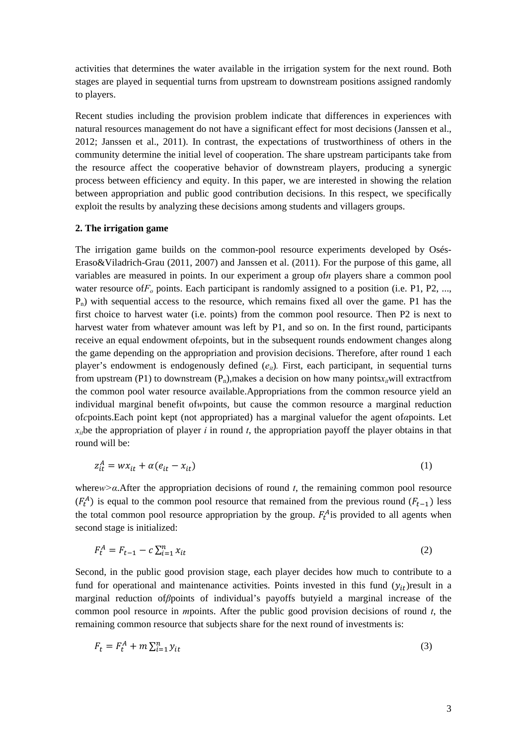activities that determines the water available in the irrigation system for the next round. Both stages are played in sequential turns from upstream to downstream positions assigned randomly to players.

Recent studies including the provision problem indicate that differences in experiences with natural resources management do not have a significant effect for most decisions (Janssen et al., 2012; Janssen et al., 2011). In contrast, the expectations of trustworthiness of others in the community determine the initial level of cooperation. The share upstream participants take from the resource affect the cooperative behavior of downstream players, producing a synergic process between efficiency and equity. In this paper, we are interested in showing the relation between appropriation and public good contribution decisions. In this respect, we specifically exploit the results by analyzing these decisions among students and villagers groups.

## 2. The irrigation game

The irrigation game builds on the common-pool resource experiments developed by Osés-Eraso&Viladrich-Grau (2011, 2007) and Janssen et al. (2011). For the purpose of this game, all variables are measured in points. In our experiment a group of $n$ players share a common pool water resource of $F_o$ points. Each participant is randomly assigned to a position (i.e. P1, P2, ..., $P_n$) with sequential access to the resource, which remains fixed all over the game. P1 has the first choice to harvest water (i.e. points) from the common pool resource. Then P2 is next to harvest water from whatever amount was left by P1, and so on. In the first round, participants receive an equal endowment of $e$ points, but in the subsequent rounds endowment changes along the game depending on the appropriation and provision decisions. Therefore, after round 1 each player's endowment is endogenously defined ($e_{it}$). First, each participant, in sequential turns from upstream (P1) to downstream ($P_n$), makes a decision on how many points $x_{it}$ will extract from the common pool water resource available. Appropriations from the common resource yield an individual marginal benefit of $w$ points, but cause the common resource a marginal reduction of $c$ points. Each point kept (not appropriated) has a marginal value for the agent of $\alpha$ points. Let $x_{it}$ be the appropriation of player $i$ in round $t$, the appropriation payoff the player obtains in that round will be:

$$z_{it}^{A} = wx_{it} + \alpha(e_{it} - x_{it}) \tag{1}$$

where $w > \alpha$. After the appropriation decisions of round $t$, the remaining common pool resource ($F_t^A$) is equal to the common pool resource that remained from the previous round ($F_{t-1}$) less the total common pool resource appropriation by the group. $F_t^A$ is provided to all agents when second stage is initialized:

$$F_t^{A} = F_{t-1} - c\sum_{i=1}^{n} x_{it} \tag{2}$$

Second, in the public good provision stage, each player decides how much to contribute to a fund for operational and maintenance activities. Points invested in this fund ($y_{it}$) result in a marginal reduction of $\beta$ points of individual's payoffs but yield a marginal increase of the common pool resource in $m$ points. After the public good provision decisions of round $t$, the remaining common resource that subjects share for the next round of investments is:

$$F_t = F_t^{A} + m\sum_{i=1}^{n} y_{it} \tag{3}$$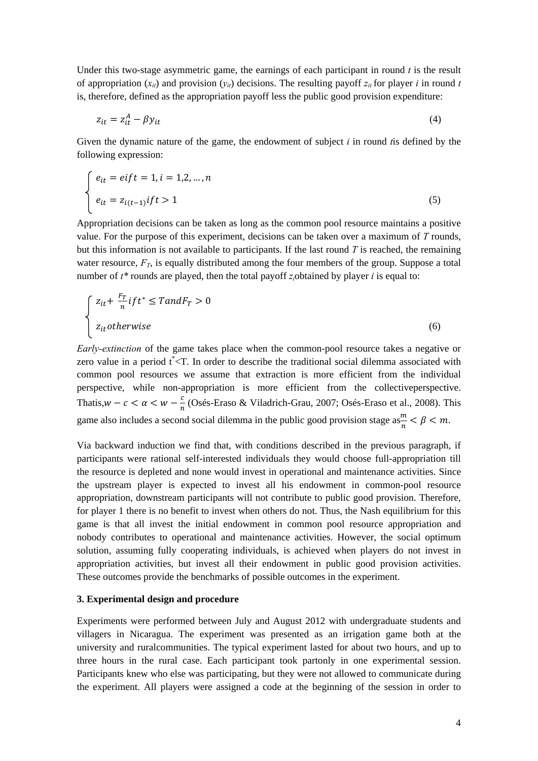Under this two-stage asymmetric game, the earnings of each participant in round $t$ is the result of appropriation ($x_{it}$) and provision ($y_{it}$) decisions. The resulting payoff $z_{it}$ for player $i$ in round $t$ is, therefore, defined as the appropriation payoff less the public good provision expenditure:

$$z_{it} = z_{it}^{A} - \beta y_{it} \tag{4}$$

Given the dynamic nature of the game, the endowment of subject $i$ in round $t$is defined by the following expression:

$$\begin{cases} e_{it} = e \, if \, t = 1, i = 1,2,\dots,n \\ e_{it} = z_{i(t-1)} \, if \, t > 1 \end{cases} \tag{5}$$

Appropriation decisions can be taken as long as the common pool resource maintains a positive value. For the purpose of this experiment, decisions can be taken over a maximum of $T$ rounds, but this information is not available to participants. If the last round $T$ is reached, the remaining water resource, $F_T$, is equally distributed among the four members of the group. Suppose a total number of $t^*$ rounds are played, then the total payoff $z_i$obtained by player $i$ is equal to:

$$\begin{cases} z_{it} + \frac{F_T}{n} \, if \, t^* \leq T \, and \, F_T > 0 \\ z_{it} \, otherwise \end{cases} \tag{6}$$

*Early-extinction* of the game takes place when the common-pool resource takes a negative or zero value in a period $t^* < T$. In order to describe the traditional social dilemma associated with common pool resources we assume that extraction is more efficient from the individual perspective, while non-appropriation is more efficient from the collectiveperspective. Thatis,$w - c < \alpha < w - \frac{c}{n}$ (Osés-Eraso & Viladrich-Grau, 2007; Osés-Eraso et al., 2008). This game also includes a second social dilemma in the public good provision stage as$\frac{m}{n} < \beta < m$.

Via backward induction we find that, with conditions described in the previous paragraph, if participants were rational self-interested individuals they would choose full-appropriation till the resource is depleted and none would invest in operational and maintenance activities. Since the upstream player is expected to invest all his endowment in common-pool resource appropriation, downstream participants will not contribute to public good provision. Therefore, for player 1 there is no benefit to invest when others do not. Thus, the Nash equilibrium for this game is that all invest the initial endowment in common pool resource appropriation and nobody contributes to operational and maintenance activities. However, the social optimum solution, assuming fully cooperating individuals, is achieved when players do not invest in appropriation activities, but invest all their endowment in public good provision activities. These outcomes provide the benchmarks of possible outcomes in the experiment.

## 3. Experimental design and procedure

Experiments were performed between July and August 2012 with undergraduate students and villagers in Nicaragua. The experiment was presented as an irrigation game both at the university and ruralcommunities. The typical experiment lasted for about two hours, and up to three hours in the rural case. Each participant took partonly in one experimental session. Participants knew who else was participating, but they were not allowed to communicate during the experiment. All players were assigned a code at the beginning of the session in order to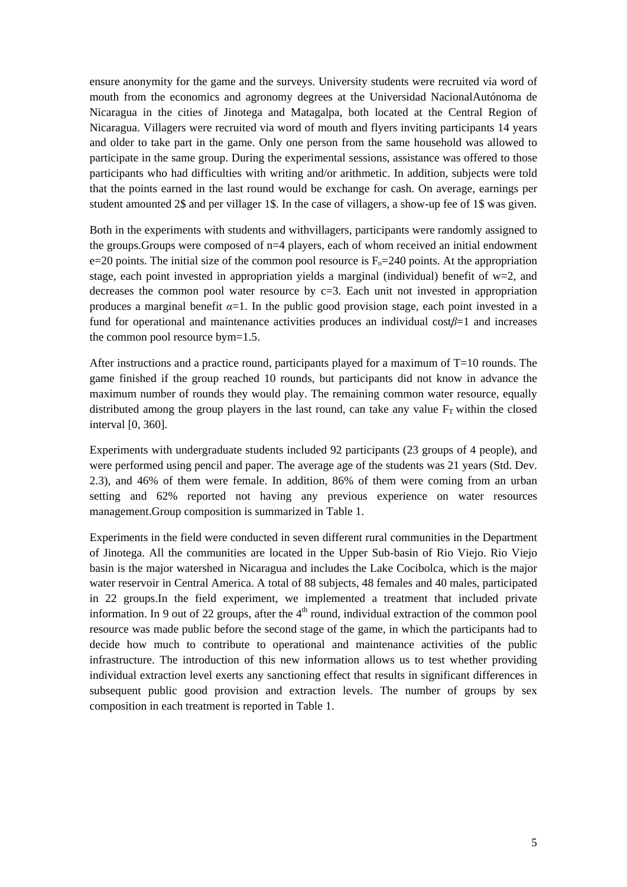ensure anonymity for the game and the surveys. University students were recruited via word of mouth from the economics and agronomy degrees at the Universidad NacionalAutónoma de Nicaragua in the cities of Jinotega and Matagalpa, both located at the Central Region of Nicaragua. Villagers were recruited via word of mouth and flyers inviting participants 14 years and older to take part in the game. Only one person from the same household was allowed to participate in the same group. During the experimental sessions, assistance was offered to those participants who had difficulties with writing and/or arithmetic. In addition, subjects were told that the points earned in the last round would be exchange for cash. On average, earnings per student amounted 2$ and per villager 1$. In the case of villagers, a show-up fee of 1$ was given.

Both in the experiments with students and withvillagers, participants were randomly assigned to the groups.Groups were composed of n=4 players, each of whom received an initial endowment e=20 points. The initial size of the common pool resource is $F_o$=240 points. At the appropriation stage, each point invested in appropriation yields a marginal (individual) benefit of w=2, and decreases the common pool water resource by c=3. Each unit not invested in appropriation produces a marginal benefit $\alpha$=1. In the public good provision stage, each point invested in a fund for operational and maintenance activities produces an individual cost$\beta$=1 and increases the common pool resource bym=1.5.

After instructions and a practice round, participants played for a maximum of T=10 rounds. The game finished if the group reached 10 rounds, but participants did not know in advance the maximum number of rounds they would play. The remaining common water resource, equally distributed among the group players in the last round, can take any value $F_T$ within the closed interval [0, 360].

Experiments with undergraduate students included 92 participants (23 groups of 4 people), and were performed using pencil and paper. The average age of the students was 21 years (Std. Dev. 2.3), and 46% of them were female. In addition, 86% of them were coming from an urban setting and 62% reported not having any previous experience on water resources management.Group composition is summarized in Table 1.

Experiments in the field were conducted in seven different rural communities in the Department of Jinotega. All the communities are located in the Upper Sub-basin of Rio Viejo. Rio Viejo basin is the major watershed in Nicaragua and includes the Lake Cocibolca, which is the major water reservoir in Central America. A total of 88 subjects, 48 females and 40 males, participated in 22 groups.In the field experiment, we implemented a treatment that included private information. In 9 out of 22 groups, after the $4^{th}$ round, individual extraction of the common pool resource was made public before the second stage of the game, in which the participants had to decide how much to contribute to operational and maintenance activities of the public infrastructure. The introduction of this new information allows us to test whether providing individual extraction level exerts any sanctioning effect that results in significant differences in subsequent public good provision and extraction levels. The number of groups by sex composition in each treatment is reported in Table 1.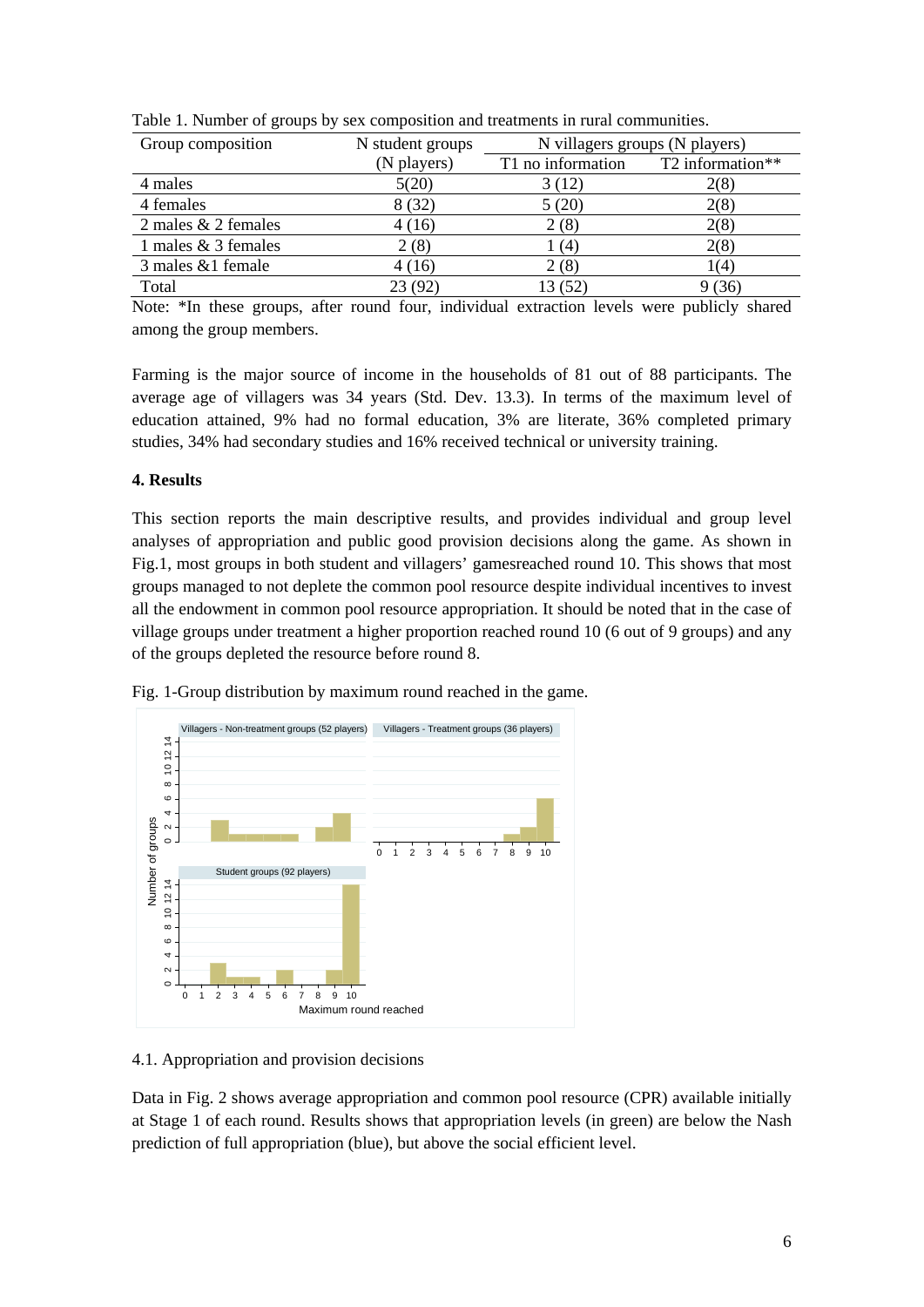Table 1. Number of groups by sex composition and treatments in rural communities.

| Group composition | N student groups (N players) | N villagers groups (N players) | |
|---|---|---|---|
| | | T1 no information | T2 information** |
| 4 males | 5(20) | 3 (12) | 2(8) |
| 4 females | 8 (32) | 5 (20) | 2(8) |
| 2 males & 2 females | 4 (16) | 2 (8) | 2(8) |
| 1 males & 3 females | 2 (8) | 1 (4) | 2(8) |
| 3 males &1 female | 4 (16) | 2 (8) | 1(4) |
| Total | 23 (92) | 13 (52) | 9 (36) |

Note: *In these groups, after round four, individual extraction levels were publicly shared among the group members.

Farming is the major source of income in the households of 81 out of 88 participants. The average age of villagers was 34 years (Std. Dev. 13.3). In terms of the maximum level of education attained, 9% had no formal education, 3% are literate, 36% completed primary studies, 34% had secondary studies and 16% received technical or university training.

**4. Results**

This section reports the main descriptive results, and provides individual and group level analyses of appropriation and public good provision decisions along the game. As shown in Fig.1, most groups in both student and villagers' gamesreached round 10. This shows that most groups managed to not deplete the common pool resource despite individual incentives to invest all the endowment in common pool resource appropriation. It should be noted that in the case of village groups under treatment a higher proportion reached round 10 (6 out of 9 groups) and any of the groups depleted the resource before round 8.

Fig. 1-Group distribution by maximum round reached in the game.

4.1. Appropriation and provision decisions

Data in Fig. 2 shows average appropriation and common pool resource (CPR) available initially at Stage 1 of each round. Results shows that appropriation levels (in green) are below the Nash prediction of full appropriation (blue), but above the social efficient level.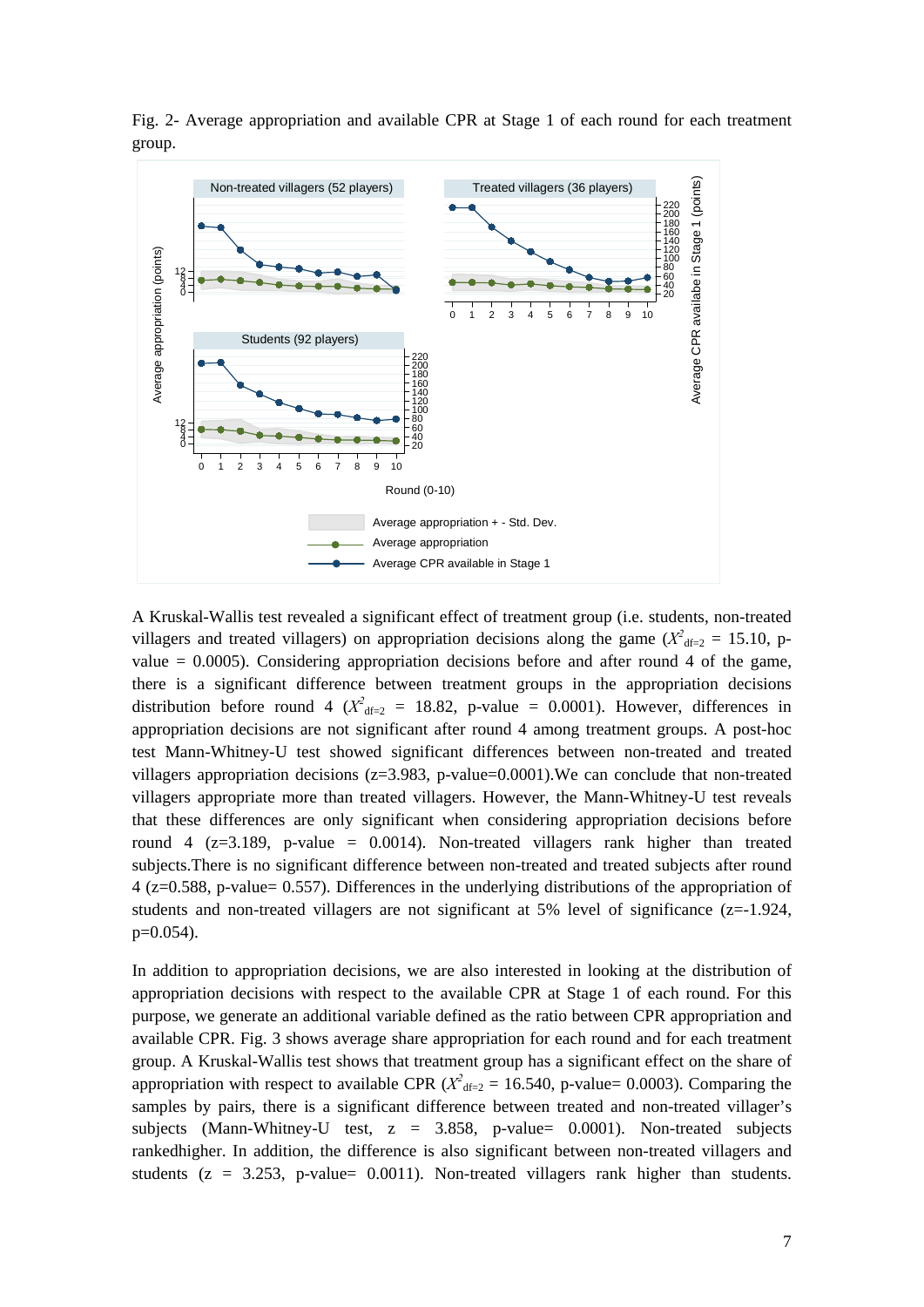Fig. 2- Average appropriation and available CPR at Stage 1 of each round for each treatment group.

A Kruskal-Wallis test revealed a significant effect of treatment group (i.e. students, non-treated villagers and treated villagers) on appropriation decisions along the game ($X^2_{df=2}$ = 15.10, p-value = 0.0005). Considering appropriation decisions before and after round 4 of the game, there is a significant difference between treatment groups in the appropriation decisions distribution before round 4 ($X^2_{df=2}$ = 18.82, p-value = 0.0001). However, differences in appropriation decisions are not significant after round 4 among treatment groups. A post-hoc test Mann-Whitney-U test showed significant differences between non-treated and treated villagers appropriation decisions (z=3.983, p-value=0.0001).We can conclude that non-treated villagers appropriate more than treated villagers. However, the Mann-Whitney-U test reveals that these differences are only significant when considering appropriation decisions before round 4 (z=3.189, p-value = 0.0014). Non-treated villagers rank higher than treated subjects.There is no significant difference between non-treated and treated subjects after round 4 (z=0.588, p-value= 0.557). Differences in the underlying distributions of the appropriation of students and non-treated villagers are not significant at 5% level of significance (z=-1.924, p=0.054).

In addition to appropriation decisions, we are also interested in looking at the distribution of appropriation decisions with respect to the available CPR at Stage 1 of each round. For this purpose, we generate an additional variable defined as the ratio between CPR appropriation and available CPR. Fig. 3 shows average share appropriation for each round and for each treatment group. A Kruskal-Wallis test shows that treatment group has a significant effect on the share of appropriation with respect to available CPR ($X^2_{df=2}$ = 16.540, p-value= 0.0003). Comparing the samples by pairs, there is a significant difference between treated and non-treated villager's subjects (Mann-Whitney-U test, z = 3.858, p-value= 0.0001). Non-treated subjects rankedhigher. In addition, the difference is also significant between non-treated villagers and students (z = 3.253, p-value= 0.0011). Non-treated villagers rank higher than students.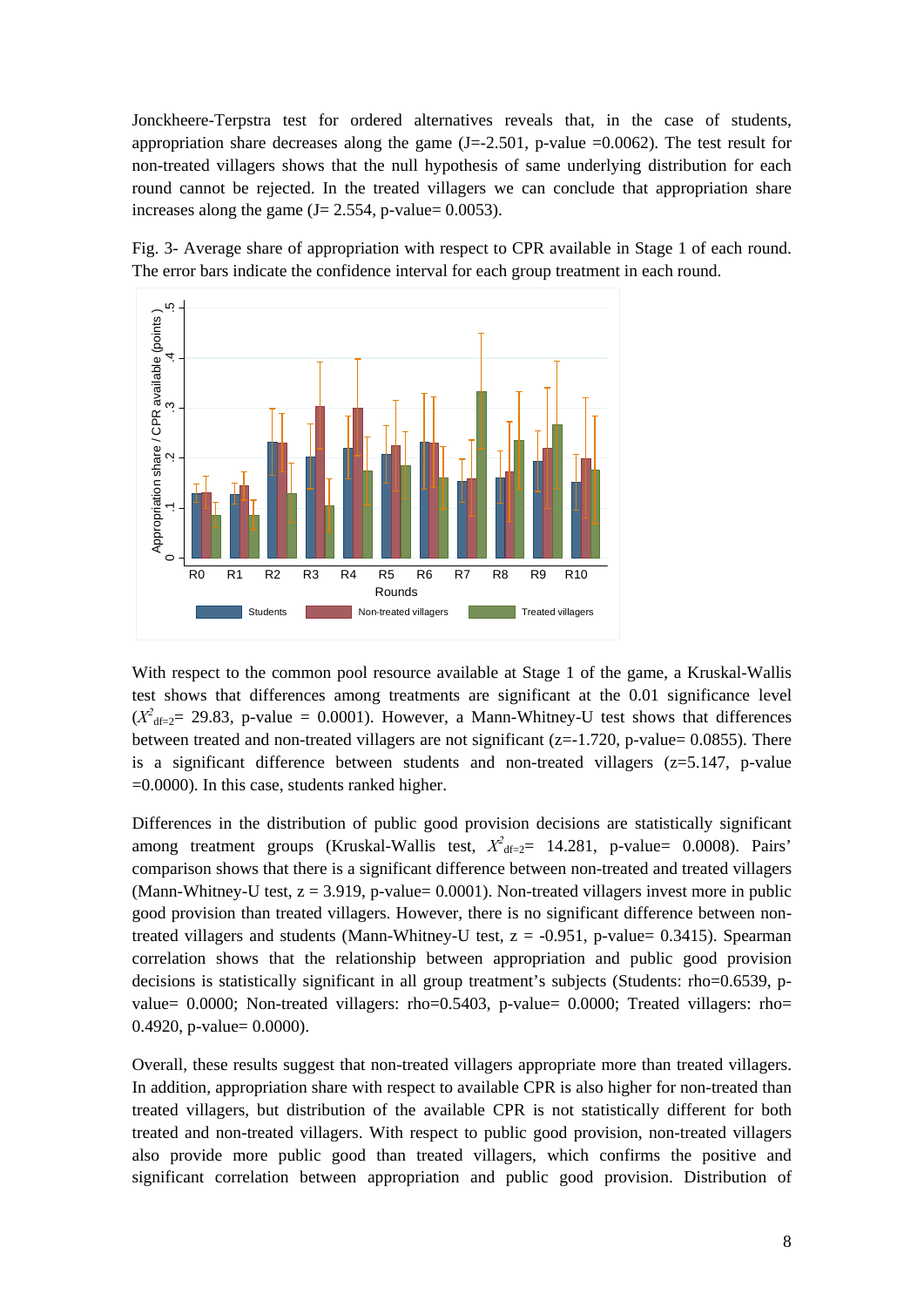Jonckheere-Terpstra test for ordered alternatives reveals that, in the case of students, appropriation share decreases along the game (J=-2.501, p-value =0.0062). The test result for non-treated villagers shows that the null hypothesis of same underlying distribution for each round cannot be rejected. In the treated villagers we can conclude that appropriation share increases along the game (J= 2.554, p-value= 0.0053).

Fig. 3- Average share of appropriation with respect to CPR available in Stage 1 of each round. The error bars indicate the confidence interval for each group treatment in each round.

With respect to the common pool resource available at Stage 1 of the game, a Kruskal-Wallis test shows that differences among treatments are significant at the 0.01 significance level ($X^2_{df=2}$= 29.83, p-value = 0.0001). However, a Mann-Whitney-U test shows that differences between treated and non-treated villagers are not significant (z=-1.720, p-value= 0.0855). There is a significant difference between students and non-treated villagers (z=5.147, p-value =0.0000). In this case, students ranked higher.

Differences in the distribution of public good provision decisions are statistically significant among treatment groups (Kruskal-Wallis test, $X^2_{df=2}$= 14.281, p-value= 0.0008). Pairs' comparison shows that there is a significant difference between non-treated and treated villagers (Mann-Whitney-U test, z = 3.919, p-value= 0.0001). Non-treated villagers invest more in public good provision than treated villagers. However, there is no significant difference between non-treated villagers and students (Mann-Whitney-U test, z = -0.951, p-value= 0.3415). Spearman correlation shows that the relationship between appropriation and public good provision decisions is statistically significant in all group treatment's subjects (Students: rho=0.6539, p-value= 0.0000; Non-treated villagers: rho=0.5403, p-value= 0.0000; Treated villagers: rho= 0.4920, p-value= 0.0000).

Overall, these results suggest that non-treated villagers appropriate more than treated villagers. In addition, appropriation share with respect to available CPR is also higher for non-treated than treated villagers, but distribution of the available CPR is not statistically different for both treated and non-treated villagers. With respect to public good provision, non-treated villagers also provide more public good than treated villagers, which confirms the positive and significant correlation between appropriation and public good provision. Distribution of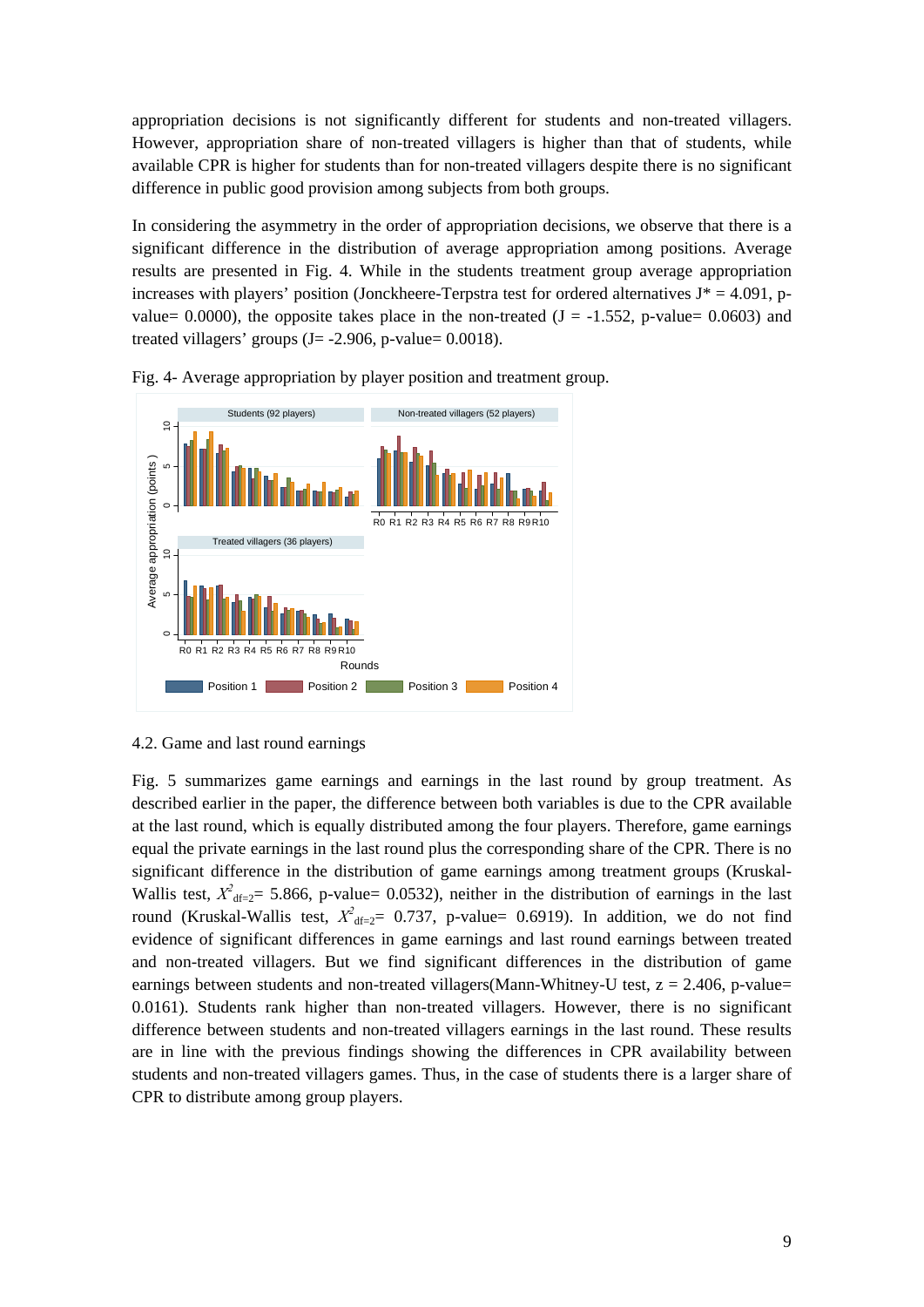appropriation decisions is not significantly different for students and non-treated villagers. However, appropriation share of non-treated villagers is higher than that of students, while available CPR is higher for students than for non-treated villagers despite there is no significant difference in public good provision among subjects from both groups.

In considering the asymmetry in the order of appropriation decisions, we observe that there is a significant difference in the distribution of average appropriation among positions. Average results are presented in Fig. 4. While in the students treatment group average appropriation increases with players' position (Jonckheere-Terpstra test for ordered alternatives J* = 4.091, p-value= 0.0000), the opposite takes place in the non-treated (J = -1.552, p-value= 0.0603) and treated villagers' groups (J= -2.906, p-value= 0.0018).

Fig. 4- Average appropriation by player position and treatment group.

4.2. Game and last round earnings

Fig. 5 summarizes game earnings and earnings in the last round by group treatment. As described earlier in the paper, the difference between both variables is due to the CPR available at the last round, which is equally distributed among the four players. Therefore, game earnings equal the private earnings in the last round plus the corresponding share of the CPR. There is no significant difference in the distribution of game earnings among treatment groups (Kruskal-Wallis test, $X^2_{df=2}$= 5.866, p-value= 0.0532), neither in the distribution of earnings in the last round (Kruskal-Wallis test, $X^2_{df=2}$= 0.737, p-value= 0.6919). In addition, we do not find evidence of significant differences in game earnings and last round earnings between treated and non-treated villagers. But we find significant differences in the distribution of game earnings between students and non-treated villagers(Mann-Whitney-U test, z = 2.406, p-value= 0.0161). Students rank higher than non-treated villagers. However, there is no significant difference between students and non-treated villagers earnings in the last round. These results are in line with the previous findings showing the differences in CPR availability between students and non-treated villagers games. Thus, in the case of students there is a larger share of CPR to distribute among group players.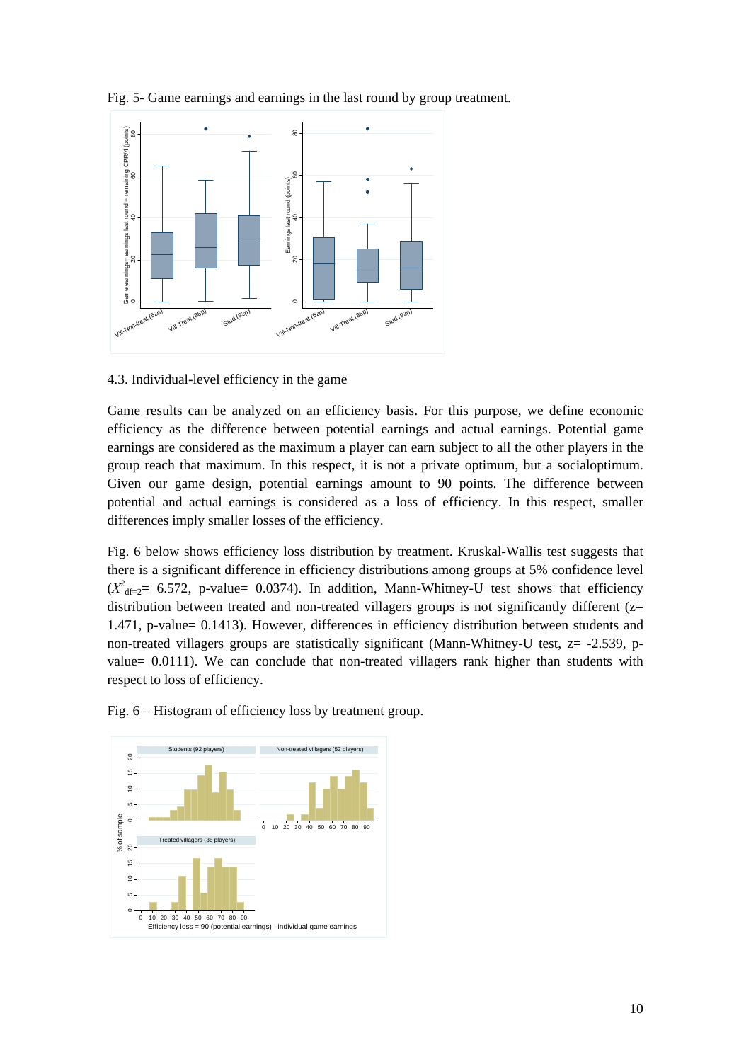Fig. 5- Game earnings and earnings in the last round by group treatment.

## 4.3. Individual-level efficiency in the game

Game results can be analyzed on an efficiency basis. For this purpose, we define economic efficiency as the difference between potential earnings and actual earnings. Potential game earnings are considered as the maximum a player can earn subject to all the other players in the group reach that maximum. In this respect, it is not a private optimum, but a socialoptimum. Given our game design, potential earnings amount to 90 points. The difference between potential and actual earnings is considered as a loss of efficiency. In this respect, smaller differences imply smaller losses of the efficiency.

Fig. 6 below shows efficiency loss distribution by treatment. Kruskal-Wallis test suggests that there is a significant difference in efficiency distributions among groups at 5% confidence level ($X^2_{df=2}$= 6.572, p-value= 0.0374). In addition, Mann-Whitney-U test shows that efficiency distribution between treated and non-treated villagers groups is not significantly different (z= 1.471, p-value= 0.1413). However, differences in efficiency distribution between students and non-treated villagers groups are statistically significant (Mann-Whitney-U test, z= -2.539, p-value= 0.0111). We can conclude that non-treated villagers rank higher than students with respect to loss of efficiency.

Fig. 6 – Histogram of efficiency loss by treatment group.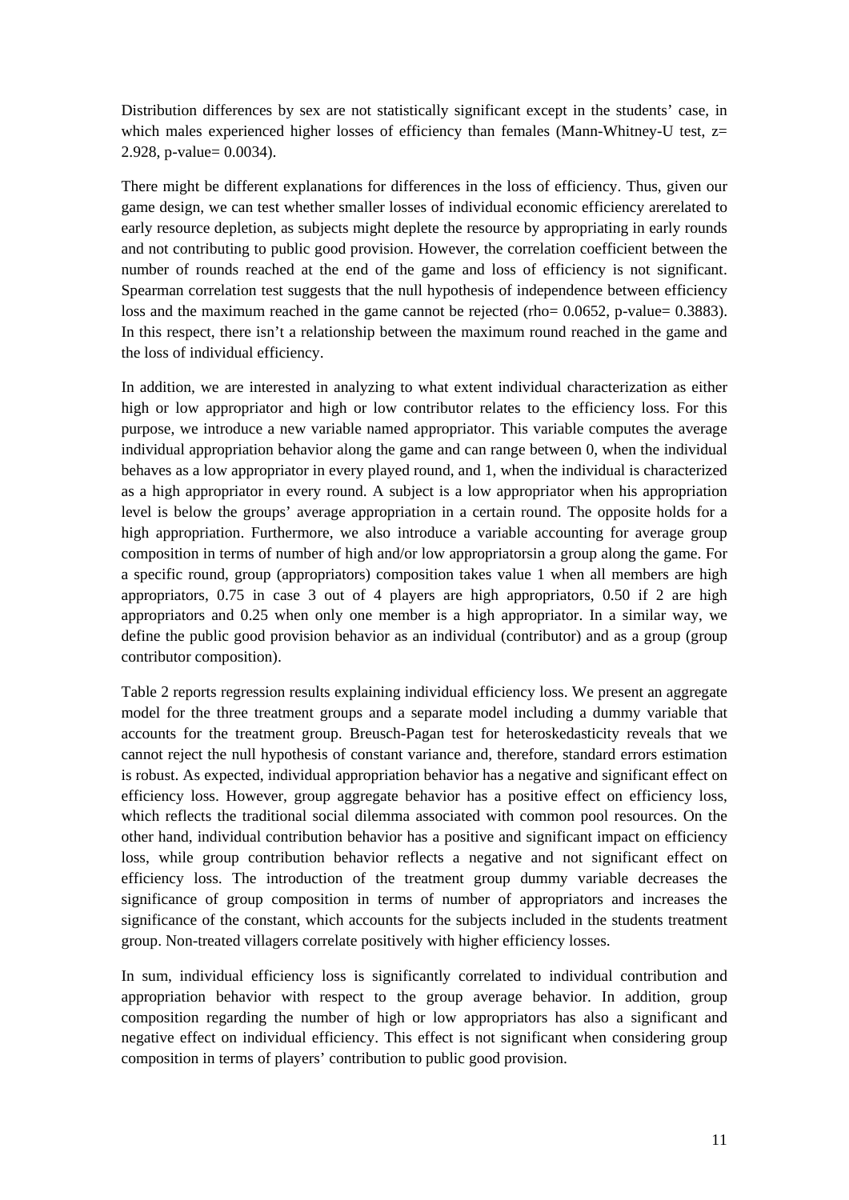Distribution differences by sex are not statistically significant except in the students' case, in which males experienced higher losses of efficiency than females (Mann-Whitney-U test, z= 2.928, p-value= 0.0034).

There might be different explanations for differences in the loss of efficiency. Thus, given our game design, we can test whether smaller losses of individual economic efficiency arerelated to early resource depletion, as subjects might deplete the resource by appropriating in early rounds and not contributing to public good provision. However, the correlation coefficient between the number of rounds reached at the end of the game and loss of efficiency is not significant. Spearman correlation test suggests that the null hypothesis of independence between efficiency loss and the maximum reached in the game cannot be rejected (rho= 0.0652, p-value= 0.3883). In this respect, there isn't a relationship between the maximum round reached in the game and the loss of individual efficiency.

In addition, we are interested in analyzing to what extent individual characterization as either high or low appropriator and high or low contributor relates to the efficiency loss. For this purpose, we introduce a new variable named appropriator. This variable computes the average individual appropriation behavior along the game and can range between 0, when the individual behaves as a low appropriator in every played round, and 1, when the individual is characterized as a high appropriator in every round. A subject is a low appropriator when his appropriation level is below the groups' average appropriation in a certain round. The opposite holds for a high appropriation. Furthermore, we also introduce a variable accounting for average group composition in terms of number of high and/or low appropriatorsin a group along the game. For a specific round, group (appropriators) composition takes value 1 when all members are high appropriators, 0.75 in case 3 out of 4 players are high appropriators, 0.50 if 2 are high appropriators and 0.25 when only one member is a high appropriator. In a similar way, we define the public good provision behavior as an individual (contributor) and as a group (group contributor composition).

Table 2 reports regression results explaining individual efficiency loss. We present an aggregate model for the three treatment groups and a separate model including a dummy variable that accounts for the treatment group. Breusch-Pagan test for heteroskedasticity reveals that we cannot reject the null hypothesis of constant variance and, therefore, standard errors estimation is robust. As expected, individual appropriation behavior has a negative and significant effect on efficiency loss. However, group aggregate behavior has a positive effect on efficiency loss, which reflects the traditional social dilemma associated with common pool resources. On the other hand, individual contribution behavior has a positive and significant impact on efficiency loss, while group contribution behavior reflects a negative and not significant effect on efficiency loss. The introduction of the treatment group dummy variable decreases the significance of group composition in terms of number of appropriators and increases the significance of the constant, which accounts for the subjects included in the students treatment group. Non-treated villagers correlate positively with higher efficiency losses.

In sum, individual efficiency loss is significantly correlated to individual contribution and appropriation behavior with respect to the group average behavior. In addition, group composition regarding the number of high or low appropriators has also a significant and negative effect on individual efficiency. This effect is not significant when considering group composition in terms of players' contribution to public good provision.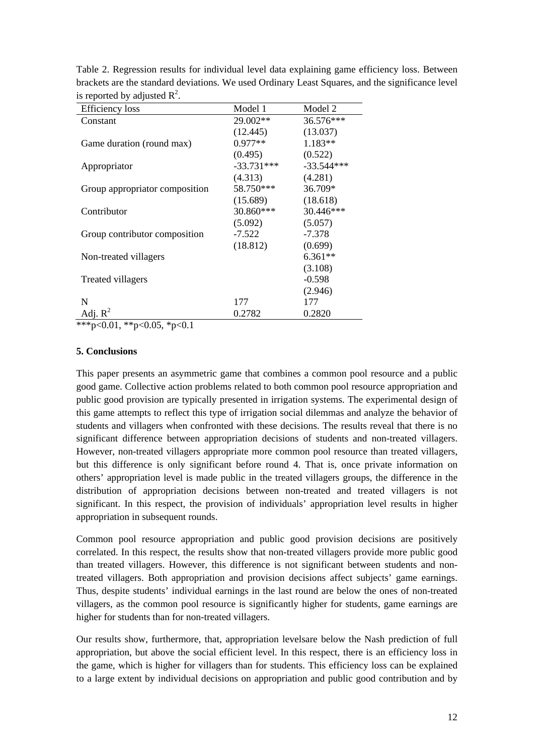Table 2. Regression results for individual level data explaining game efficiency loss. Between brackets are the standard deviations. We used Ordinary Least Squares, and the significance level is reported by adjusted $R^2$.

| Efficiency loss | Model 1 | Model 2 |
| --- | --- | --- |
| Constant | 29.002** | 36.576*** |
| | (12.445) | (13.037) |
| Game duration (round max) | 0.977** | 1.183** |
| | (0.495) | (0.522) |
| Appropriator | -33.731*** | -33.544*** |
| | (4.313) | (4.281) |
| Group appropriator composition | 58.750*** | 36.709* |
| | (15.689) | (18.618) |
| Contributor | 30.860*** | 30.446*** |
| | (5.092) | (5.057) |
| Group contributor composition | -7.522 | -7.378 |
| | (18.812) | (0.699) |
| Non-treated villagers | | 6.361** |
| | | (3.108) |
| Treated villagers | | -0.598 |
| | | (2.946) |
| N | 177 | 177 |
| Adj. $R^2$ | 0.2782 | 0.2820 |

***p<0.01, **p<0.05, *p<0.1

### 5. Conclusions

This paper presents an asymmetric game that combines a common pool resource and a public good game. Collective action problems related to both common pool resource appropriation and public good provision are typically presented in irrigation systems. The experimental design of this game attempts to reflect this type of irrigation social dilemmas and analyze the behavior of students and villagers when confronted with these decisions. The results reveal that there is no significant difference between appropriation decisions of students and non-treated villagers. However, non-treated villagers appropriate more common pool resource than treated villagers, but this difference is only significant before round 4. That is, once private information on others' appropriation level is made public in the treated villagers groups, the difference in the distribution of appropriation decisions between non-treated and treated villagers is not significant. In this respect, the provision of individuals' appropriation level results in higher appropriation in subsequent rounds.

Common pool resource appropriation and public good provision decisions are positively correlated. In this respect, the results show that non-treated villagers provide more public good than treated villagers. However, this difference is not significant between students and non-treated villagers. Both appropriation and provision decisions affect subjects' game earnings. Thus, despite students' individual earnings in the last round are below the ones of non-treated villagers, as the common pool resource is significantly higher for students, game earnings are higher for students than for non-treated villagers.

Our results show, furthermore, that, appropriation levelsare below the Nash prediction of full appropriation, but above the social efficient level. In this respect, there is an efficiency loss in the game, which is higher for villagers than for students. This efficiency loss can be explained to a large extent by individual decisions on appropriation and public good contribution and by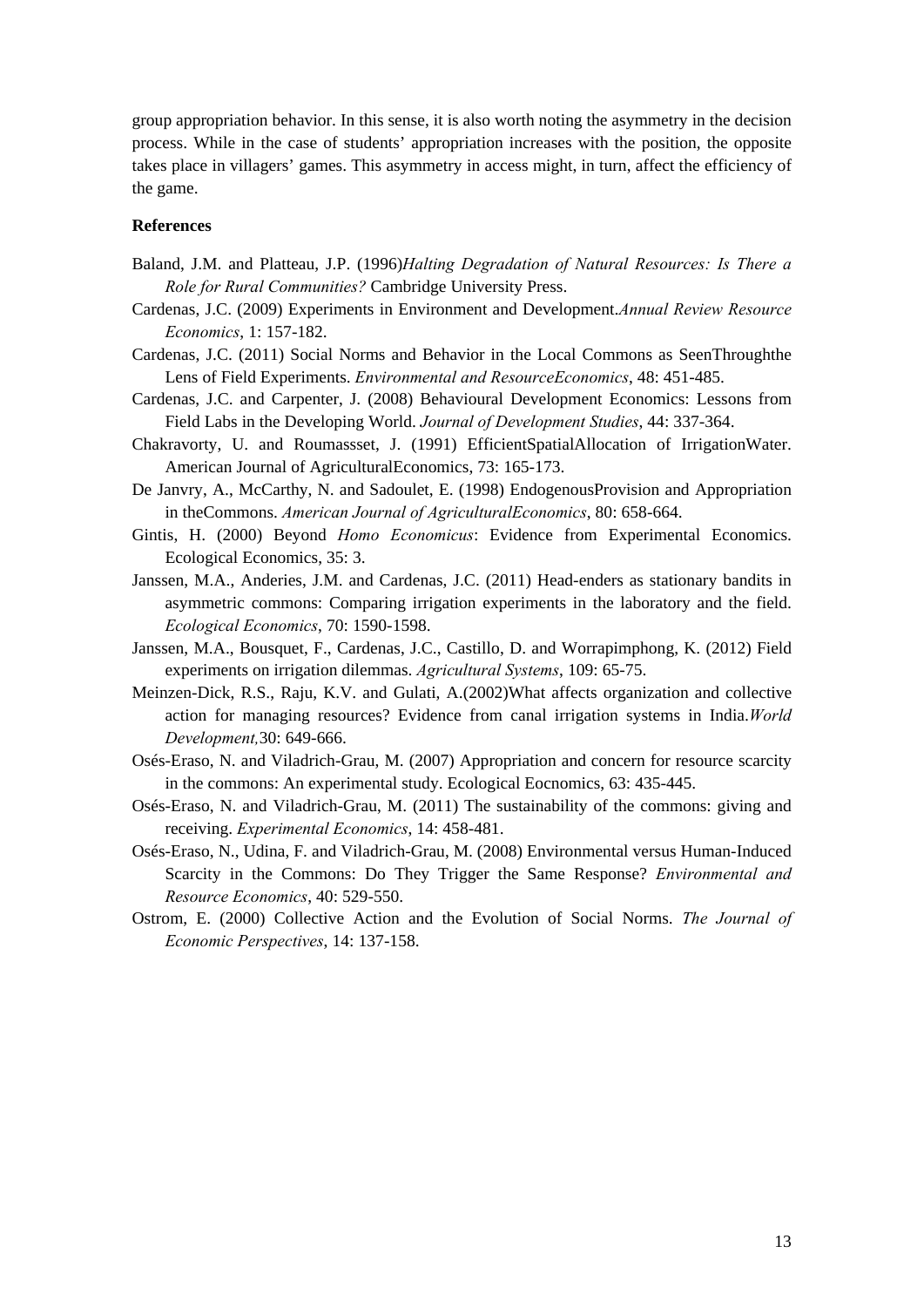group appropriation behavior. In this sense, it is also worth noting the asymmetry in the decision process. While in the case of students' appropriation increases with the position, the opposite takes place in villagers' games. This asymmetry in access might, in turn, affect the efficiency of the game.

**References**

Baland, J.M. and Platteau, J.P. (1996)*Halting Degradation of Natural Resources: Is There a Role for Rural Communities?* Cambridge University Press.

Cardenas, J.C. (2009) Experiments in Environment and Development.*Annual Review Resource Economics*, 1: 157-182.

Cardenas, J.C. (2011) Social Norms and Behavior in the Local Commons as SeenThroughthe Lens of Field Experiments. *Environmental and ResourceEconomics*, 48: 451-485.

Cardenas, J.C. and Carpenter, J. (2008) Behavioural Development Economics: Lessons from Field Labs in the Developing World. *Journal of Development Studies*, 44: 337-364.

Chakravorty, U. and Roumassset, J. (1991) EfficientSpatialAllocation of IrrigationWater. American Journal of AgriculturalEconomics, 73: 165-173.

De Janvry, A., McCarthy, N. and Sadoulet, E. (1998) EndogenousProvision and Appropriation in theCommons. *American Journal of AgriculturalEconomics*, 80: 658-664.

Gintis, H. (2000) Beyond *Homo Economicus*: Evidence from Experimental Economics. Ecological Economics, 35: 3.

Janssen, M.A., Anderies, J.M. and Cardenas, J.C. (2011) Head-enders as stationary bandits in asymmetric commons: Comparing irrigation experiments in the laboratory and the field. *Ecological Economics*, 70: 1590-1598.

Janssen, M.A., Bousquet, F., Cardenas, J.C., Castillo, D. and Worrapimphong, K. (2012) Field experiments on irrigation dilemmas. *Agricultural Systems*, 109: 65-75.

Meinzen-Dick, R.S., Raju, K.V. and Gulati, A.(2002)What affects organization and collective action for managing resources? Evidence from canal irrigation systems in India.*World Development,*30: 649-666.

Osés-Eraso, N. and Viladrich-Grau, M. (2007) Appropriation and concern for resource scarcity in the commons: An experimental study. Ecological Eocnomics, 63: 435-445.

Osés-Eraso, N. and Viladrich-Grau, M. (2011) The sustainability of the commons: giving and receiving. *Experimental Economics*, 14: 458-481.

Osés-Eraso, N., Udina, F. and Viladrich-Grau, M. (2008) Environmental versus Human-Induced Scarcity in the Commons: Do They Trigger the Same Response? *Environmental and Resource Economics*, 40: 529-550.

Ostrom, E. (2000) Collective Action and the Evolution of Social Norms. *The Journal of Economic Perspectives*, 14: 137-158.